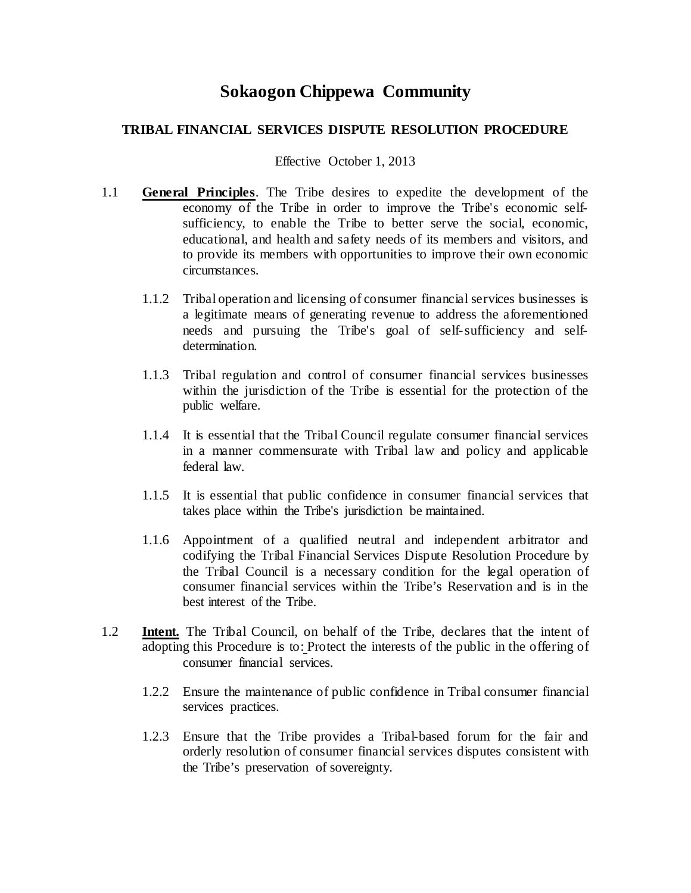# Sokaogon Chippewa Community

## TRIBAL FINANCIAL SERVICES DISPUTE RESOLUTION PROCEDURE

Effective October 1, 2013

1.1 **General Principles**. The Tribe desires to expedite the development of the economy of the Tribe in order to improve the Tribe's economic self-sufficiency, to enable the Tribe to better serve the social, economic, educational, and health and safety needs of its members and visitors, and to provide its members with opportunities to improve their own economic circumstances.

1.1.2 Tribal operation and licensing of consumer financial services businesses is a legitimate means of generating revenue to address the aforementioned needs and pursuing the Tribe's goal of self-sufficiency and self-determination.

1.1.3 Tribal regulation and control of consumer financial services businesses within the jurisdiction of the Tribe is essential for the protection of the public welfare.

1.1.4 It is essential that the Tribal Council regulate consumer financial services in a manner commensurate with Tribal law and policy and applicable federal law.

1.1.5 It is essential that public confidence in consumer financial services that takes place within the Tribe's jurisdiction be maintained.

1.1.6 Appointment of a qualified neutral and independent arbitrator and codifying the Tribal Financial Services Dispute Resolution Procedure by the Tribal Council is a necessary condition for the legal operation of consumer financial services within the Tribe's Reservation and is in the best interest of the Tribe.

1.2 **Intent.** The Tribal Council, on behalf of the Tribe, declares that the intent of adopting this Procedure is to: Protect the interests of the public in the offering of consumer financial services.

1.2.2 Ensure the maintenance of public confidence in Tribal consumer financial services practices.

1.2.3 Ensure that the Tribe provides a Tribal-based forum for the fair and orderly resolution of consumer financial services disputes consistent with the Tribe's preservation of sovereignty.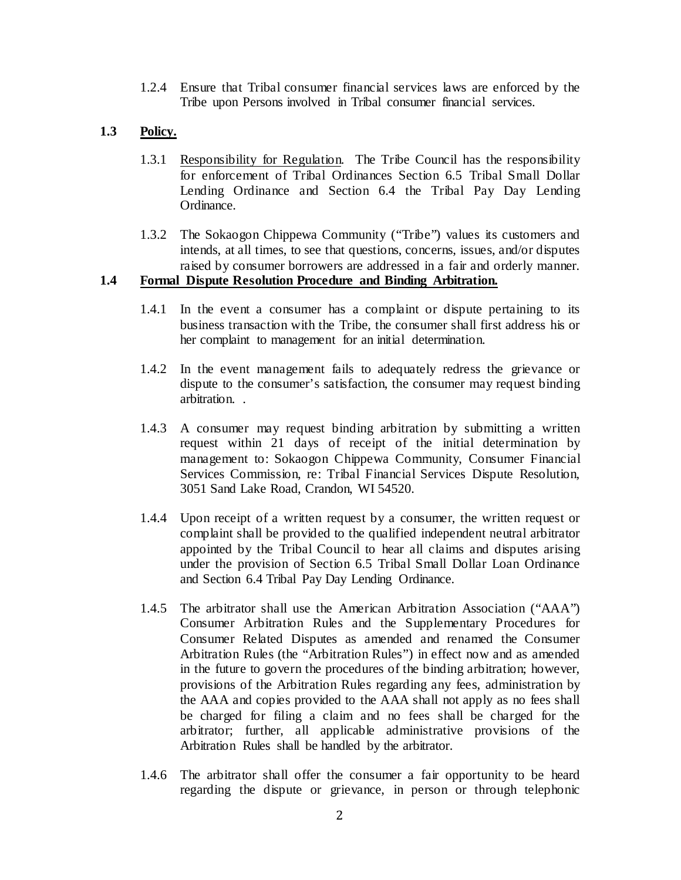1.2.4 Ensure that Tribal consumer financial services laws are enforced by the Tribe upon Persons involved in Tribal consumer financial services.

### 1.3 <u>Policy.</u>

1.3.1 <u>Responsibility for Regulation</u>. The Tribe Council has the responsibility for enforcement of Tribal Ordinances Section 6.5 Tribal Small Dollar Lending Ordinance and Section 6.4 the Tribal Pay Day Lending Ordinance.

1.3.2 The Sokaogon Chippewa Community ("Tribe") values its customers and intends, at all times, to see that questions, concerns, issues, and/or disputes raised by consumer borrowers are addressed in a fair and orderly manner.

### 1.4 <u>Formal Dispute Resolution Procedure and Binding Arbitration.</u>

1.4.1 In the event a consumer has a complaint or dispute pertaining to its business transaction with the Tribe, the consumer shall first address his or her complaint to management for an initial determination.

1.4.2 In the event management fails to adequately redress the grievance or dispute to the consumer's satisfaction, the consumer may request binding arbitration. .

1.4.3 A consumer may request binding arbitration by submitting a written request within 21 days of receipt of the initial determination by management to: Sokaogon Chippewa Community, Consumer Financial Services Commission, re: Tribal Financial Services Dispute Resolution, 3051 Sand Lake Road, Crandon, WI 54520.

1.4.4 Upon receipt of a written request by a consumer, the written request or complaint shall be provided to the qualified independent neutral arbitrator appointed by the Tribal Council to hear all claims and disputes arising under the provision of Section 6.5 Tribal Small Dollar Loan Ordinance and Section 6.4 Tribal Pay Day Lending Ordinance.

1.4.5 The arbitrator shall use the American Arbitration Association ("AAA") Consumer Arbitration Rules and the Supplementary Procedures for Consumer Related Disputes as amended and renamed the Consumer Arbitration Rules (the "Arbitration Rules") in effect now and as amended in the future to govern the procedures of the binding arbitration; however, provisions of the Arbitration Rules regarding any fees, administration by the AAA and copies provided to the AAA shall not apply as no fees shall be charged for filing a claim and no fees shall be charged for the arbitrator; further, all applicable administrative provisions of the Arbitration Rules shall be handled by the arbitrator.

1.4.6 The arbitrator shall offer the consumer a fair opportunity to be heard regarding the dispute or grievance, in person or through telephonic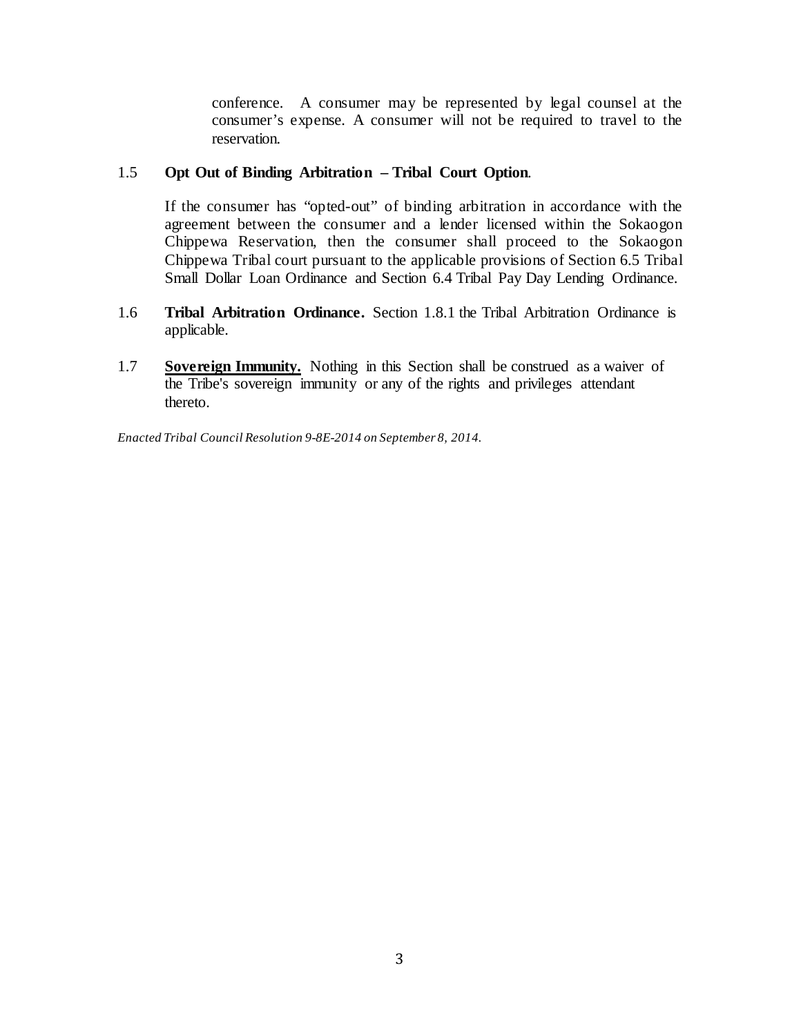conference. A consumer may be represented by legal counsel at the consumer's expense. A consumer will not be required to travel to the reservation.

1.5 **Opt Out of Binding Arbitration – Tribal Court Option**.

If the consumer has "opted-out" of binding arbitration in accordance with the agreement between the consumer and a lender licensed within the Sokaogon Chippewa Reservation, then the consumer shall proceed to the Sokaogon Chippewa Tribal court pursuant to the applicable provisions of Section 6.5 Tribal Small Dollar Loan Ordinance and Section 6.4 Tribal Pay Day Lending Ordinance.

1.6 **Tribal Arbitration Ordinance.** Section 1.8.1 the Tribal Arbitration Ordinance is applicable.

1.7 **Sovereign Immunity.** Nothing in this Section shall be construed as a waiver of the Tribe's sovereign immunity or any of the rights and privileges attendant thereto.

*Enacted Tribal Council Resolution 9-8E-2014 on September 8, 2014.*